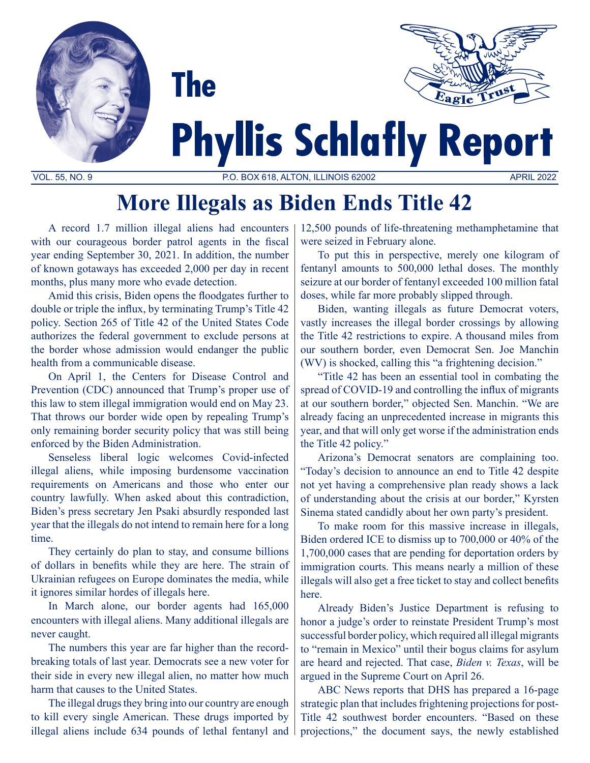# The Phyllis Schlafly Report

VOL. 55, NO. 9 P.O. BOX 618, ALTON, ILLINOIS 62002 APRIL 2022

## More Illegals as Biden Ends Title 42

A record 1.7 million illegal aliens had encounters with our courageous border patrol agents in the fiscal year ending September 30, 2021. In addition, the number of known gotaways has exceeded 2,000 per day in recent months, plus many more who evade detection.

Amid this crisis, Biden opens the floodgates further to double or triple the influx, by terminating Trump's Title 42 policy. Section 265 of Title 42 of the United States Code authorizes the federal government to exclude persons at the border whose admission would endanger the public health from a communicable disease.

On April 1, the Centers for Disease Control and Prevention (CDC) announced that Trump's proper use of this law to stem illegal immigration would end on May 23. That throws our border wide open by repealing Trump's only remaining border security policy that was still being enforced by the Biden Administration.

Senseless liberal logic welcomes Covid-infected illegal aliens, while imposing burdensome vaccination requirements on Americans and those who enter our country lawfully. When asked about this contradiction, Biden's press secretary Jen Psaki absurdly responded last year that the illegals do not intend to remain here for a long time.

They certainly do plan to stay, and consume billions of dollars in benefits while they are here. The strain of Ukrainian refugees on Europe dominates the media, while it ignores similar hordes of illegals here.

In March alone, our border agents had 165,000 encounters with illegal aliens. Many additional illegals are never caught.

The numbers this year are far higher than the record-breaking totals of last year. Democrats see a new voter for their side in every new illegal alien, no matter how much harm that causes to the United States.

The illegal drugs they bring into our country are enough to kill every single American. These drugs imported by illegal aliens include 634 pounds of lethal fentanyl and 12,500 pounds of life-threatening methamphetamine that were seized in February alone.

To put this in perspective, merely one kilogram of fentanyl amounts to 500,000 lethal doses. The monthly seizure at our border of fentanyl exceeded 100 million fatal doses, while far more probably slipped through.

Biden, wanting illegals as future Democrat voters, vastly increases the illegal border crossings by allowing the Title 42 restrictions to expire. A thousand miles from our southern border, even Democrat Sen. Joe Manchin (WV) is shocked, calling this "a frightening decision."

"Title 42 has been an essential tool in combating the spread of COVID-19 and controlling the influx of migrants at our southern border," objected Sen. Manchin. "We are already facing an unprecedented increase in migrants this year, and that will only get worse if the administration ends the Title 42 policy."

Arizona's Democrat senators are complaining too. "Today's decision to announce an end to Title 42 despite not yet having a comprehensive plan ready shows a lack of understanding about the crisis at our border," Kyrsten Sinema stated candidly about her own party's president.

To make room for this massive increase in illegals, Biden ordered ICE to dismiss up to 700,000 or 40% of the 1,700,000 cases that are pending for deportation orders by immigration courts. This means nearly a million of these illegals will also get a free ticket to stay and collect benefits here.

Already Biden's Justice Department is refusing to honor a judge's order to reinstate President Trump's most successful border policy, which required all illegal migrants to "remain in Mexico" until their bogus claims for asylum are heard and rejected. That case, *Biden v. Texas*, will be argued in the Supreme Court on April 26.

ABC News reports that DHS has prepared a 16-page strategic plan that includes frightening projections for post-Title 42 southwest border encounters. "Based on these projections," the document says, the newly established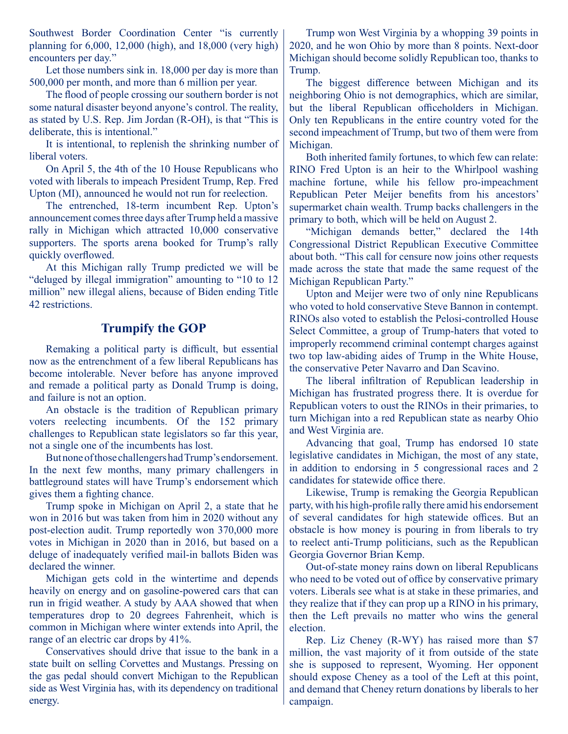Southwest Border Coordination Center "is currently planning for 6,000, 12,000 (high), and 18,000 (very high) encounters per day."

Let those numbers sink in. 18,000 per day is more than 500,000 per month, and more than 6 million per year.

The flood of people crossing our southern border is not some natural disaster beyond anyone's control. The reality, as stated by U.S. Rep. Jim Jordan (R-OH), is that "This is deliberate, this is intentional."

It is intentional, to replenish the shrinking number of liberal voters.

On April 5, the 4th of the 10 House Republicans who voted with liberals to impeach President Trump, Rep. Fred Upton (MI), announced he would not run for reelection.

The entrenched, 18-term incumbent Rep. Upton's announcement comes three days after Trump held a massive rally in Michigan which attracted 10,000 conservative supporters. The sports arena booked for Trump's rally quickly overflowed.

At this Michigan rally Trump predicted we will be "deluged by illegal immigration" amounting to "10 to 12 million" new illegal aliens, because of Biden ending Title 42 restrictions.

## Trumpify the GOP

Remaking a political party is difficult, but essential now as the entrenchment of a few liberal Republicans has become intolerable. Never before has anyone improved and remade a political party as Donald Trump is doing, and failure is not an option.

An obstacle is the tradition of Republican primary voters reelecting incumbents. Of the 152 primary challenges to Republican state legislators so far this year, not a single one of the incumbents has lost.

But none of those challengers had Trump's endorsement. In the next few months, many primary challengers in battleground states will have Trump's endorsement which gives them a fighting chance.

Trump spoke in Michigan on April 2, a state that he won in 2016 but was taken from him in 2020 without any post-election audit. Trump reportedly won 370,000 more votes in Michigan in 2020 than in 2016, but based on a deluge of inadequately verified mail-in ballots Biden was declared the winner.

Michigan gets cold in the wintertime and depends heavily on energy and on gasoline-powered cars that can run in frigid weather. A study by AAA showed that when temperatures drop to 20 degrees Fahrenheit, which is common in Michigan where winter extends into April, the range of an electric car drops by 41%.

Conservatives should drive that issue to the bank in a state built on selling Corvettes and Mustangs. Pressing on the gas pedal should convert Michigan to the Republican side as West Virginia has, with its dependency on traditional energy.

Trump won West Virginia by a whopping 39 points in 2020, and he won Ohio by more than 8 points. Next-door Michigan should become solidly Republican too, thanks to Trump.

The biggest difference between Michigan and its neighboring Ohio is not demographics, which are similar, but the liberal Republican officeholders in Michigan. Only ten Republicans in the entire country voted for the second impeachment of Trump, but two of them were from Michigan.

Both inherited family fortunes, to which few can relate: RINO Fred Upton is an heir to the Whirlpool washing machine fortune, while his fellow pro-impeachment Republican Peter Meijer benefits from his ancestors' supermarket chain wealth. Trump backs challengers in the primary to both, which will be held on August 2.

"Michigan demands better," declared the 14th Congressional District Republican Executive Committee about both. "This call for censure now joins other requests made across the state that made the same request of the Michigan Republican Party."

Upton and Meijer were two of only nine Republicans who voted to hold conservative Steve Bannon in contempt. RINOs also voted to establish the Pelosi-controlled House Select Committee, a group of Trump-haters that voted to improperly recommend criminal contempt charges against two top law-abiding aides of Trump in the White House, the conservative Peter Navarro and Dan Scavino.

The liberal infiltration of Republican leadership in Michigan has frustrated progress there. It is overdue for Republican voters to oust the RINOs in their primaries, to turn Michigan into a red Republican state as nearby Ohio and West Virginia are.

Advancing that goal, Trump has endorsed 10 state legislative candidates in Michigan, the most of any state, in addition to endorsing in 5 congressional races and 2 candidates for statewide office there.

Likewise, Trump is remaking the Georgia Republican party, with his high-profile rally there amid his endorsement of several candidates for high statewide offices. But an obstacle is how money is pouring in from liberals to try to reelect anti-Trump politicians, such as the Republican Georgia Governor Brian Kemp.

Out-of-state money rains down on liberal Republicans who need to be voted out of office by conservative primary voters. Liberals see what is at stake in these primaries, and they realize that if they can prop up a RINO in his primary, then the Left prevails no matter who wins the general election.

Rep. Liz Cheney (R-WY) has raised more than \$7 million, the vast majority of it from outside of the state she is supposed to represent, Wyoming. Her opponent should expose Cheney as a tool of the Left at this point, and demand that Cheney return donations by liberals to her campaign.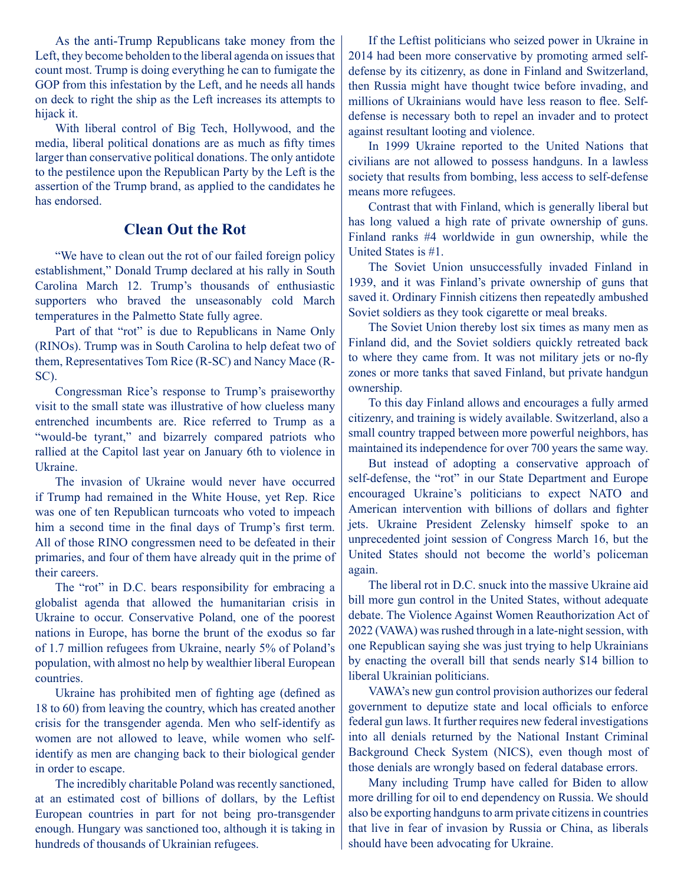As the anti-Trump Republicans take money from the Left, they become beholden to the liberal agenda on issues that count most. Trump is doing everything he can to fumigate the GOP from this infestation by the Left, and he needs all hands on deck to right the ship as the Left increases its attempts to hijack it.

With liberal control of Big Tech, Hollywood, and the media, liberal political donations are as much as fifty times larger than conservative political donations. The only antidote to the pestilence upon the Republican Party by the Left is the assertion of the Trump brand, as applied to the candidates he has endorsed.

## Clean Out the Rot

"We have to clean out the rot of our failed foreign policy establishment," Donald Trump declared at his rally in South Carolina March 12. Trump's thousands of enthusiastic supporters who braved the unseasonably cold March temperatures in the Palmetto State fully agree.

Part of that "rot" is due to Republicans in Name Only (RINOs). Trump was in South Carolina to help defeat two of them, Representatives Tom Rice (R-SC) and Nancy Mace (R-SC).

Congressman Rice's response to Trump's praiseworthy visit to the small state was illustrative of how clueless many entrenched incumbents are. Rice referred to Trump as a "would-be tyrant," and bizarrely compared patriots who rallied at the Capitol last year on January 6th to violence in Ukraine.

The invasion of Ukraine would never have occurred if Trump had remained in the White House, yet Rep. Rice was one of ten Republican turncoats who voted to impeach him a second time in the final days of Trump's first term. All of those RINO congressmen need to be defeated in their primaries, and four of them have already quit in the prime of their careers.

The "rot" in D.C. bears responsibility for embracing a globalist agenda that allowed the humanitarian crisis in Ukraine to occur. Conservative Poland, one of the poorest nations in Europe, has borne the brunt of the exodus so far of 1.7 million refugees from Ukraine, nearly 5% of Poland's population, with almost no help by wealthier liberal European countries.

Ukraine has prohibited men of fighting age (defined as 18 to 60) from leaving the country, which has created another crisis for the transgender agenda. Men who self-identify as women are not allowed to leave, while women who self-identify as men are changing back to their biological gender in order to escape.

The incredibly charitable Poland was recently sanctioned, at an estimated cost of billions of dollars, by the Leftist European countries in part for not being pro-transgender enough. Hungary was sanctioned too, although it is taking in hundreds of thousands of Ukrainian refugees.

If the Leftist politicians who seized power in Ukraine in 2014 had been more conservative by promoting armed self-defense by its citizenry, as done in Finland and Switzerland, then Russia might have thought twice before invading, and millions of Ukrainians would have less reason to flee. Self-defense is necessary both to repel an invader and to protect against resultant looting and violence.

In 1999 Ukraine reported to the United Nations that civilians are not allowed to possess handguns. In a lawless society that results from bombing, less access to self-defense means more refugees.

Contrast that with Finland, which is generally liberal but has long valued a high rate of private ownership of guns. Finland ranks #4 worldwide in gun ownership, while the United States is #1.

The Soviet Union unsuccessfully invaded Finland in 1939, and it was Finland's private ownership of guns that saved it. Ordinary Finnish citizens then repeatedly ambushed Soviet soldiers as they took cigarette or meal breaks.

The Soviet Union thereby lost six times as many men as Finland did, and the Soviet soldiers quickly retreated back to where they came from. It was not military jets or no-fly zones or more tanks that saved Finland, but private handgun ownership.

To this day Finland allows and encourages a fully armed citizenry, and training is widely available. Switzerland, also a small country trapped between more powerful neighbors, has maintained its independence for over 700 years the same way.

But instead of adopting a conservative approach of self-defense, the "rot" in our State Department and Europe encouraged Ukraine's politicians to expect NATO and American intervention with billions of dollars and fighter jets. Ukraine President Zelensky himself spoke to an unprecedented joint session of Congress March 16, but the United States should not become the world's policeman again.

The liberal rot in D.C. snuck into the massive Ukraine aid bill more gun control in the United States, without adequate debate. The Violence Against Women Reauthorization Act of 2022 (VAWA) was rushed through in a late-night session, with one Republican saying she was just trying to help Ukrainians by enacting the overall bill that sends nearly $14 billion to liberal Ukrainian politicians.

VAWA's new gun control provision authorizes our federal government to deputize state and local officials to enforce federal gun laws. It further requires new federal investigations into all denials returned by the National Instant Criminal Background Check System (NICS), even though most of those denials are wrongly based on federal database errors.

Many including Trump have called for Biden to allow more drilling for oil to end dependency on Russia. We should also be exporting handguns to arm private citizens in countries that live in fear of invasion by Russia or China, as liberals should have been advocating for Ukraine.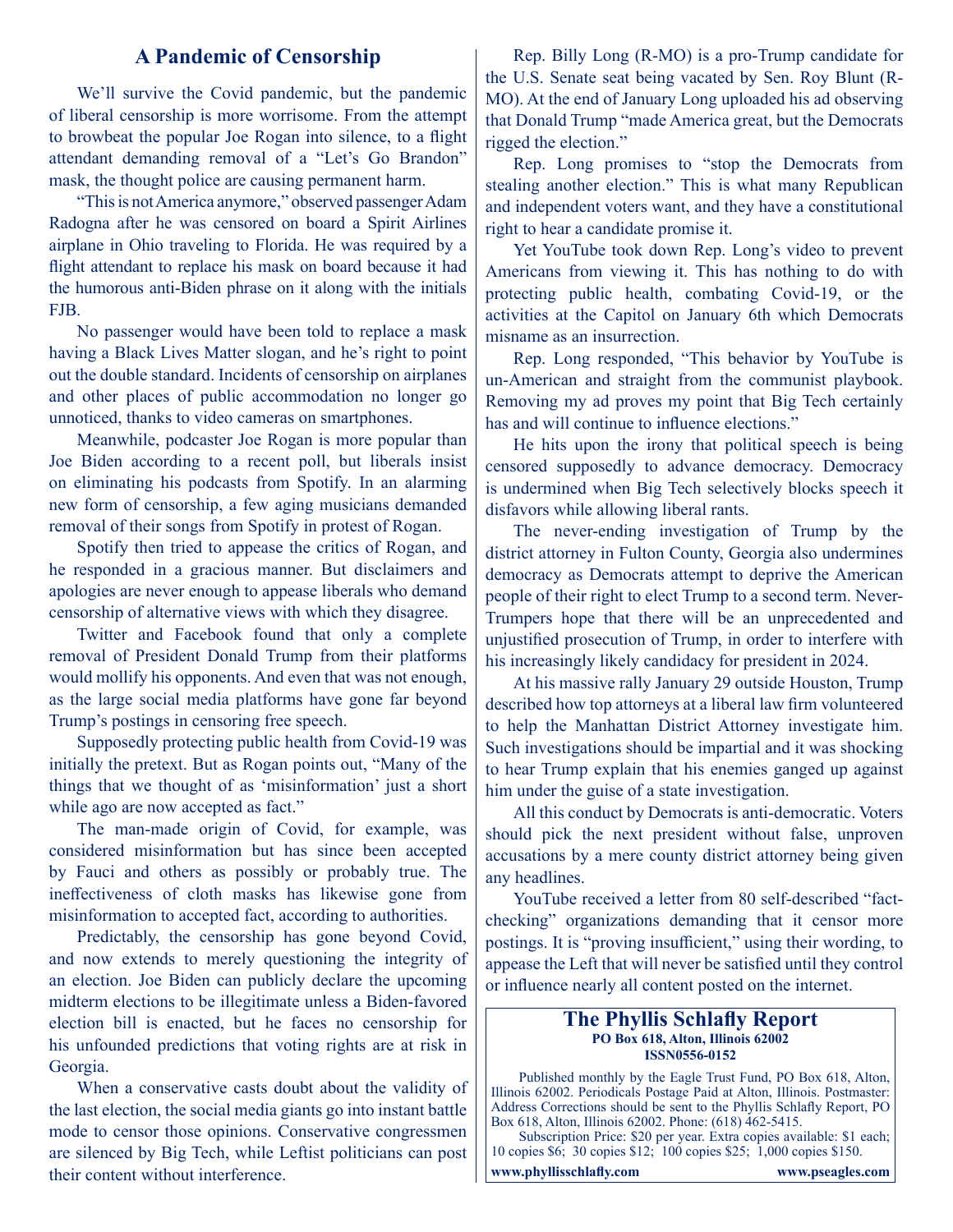## A Pandemic of Censorship

We'll survive the Covid pandemic, but the pandemic of liberal censorship is more worrisome. From the attempt to browbeat the popular Joe Rogan into silence, to a flight attendant demanding removal of a "Let's Go Brandon" mask, the thought police are causing permanent harm.

"This is not America anymore," observed passenger Adam Radogna after he was censored on board a Spirit Airlines airplane in Ohio traveling to Florida. He was required by a flight attendant to replace his mask on board because it had the humorous anti-Biden phrase on it along with the initials FJB.

No passenger would have been told to replace a mask having a Black Lives Matter slogan, and he's right to point out the double standard. Incidents of censorship on airplanes and other places of public accommodation no longer go unnoticed, thanks to video cameras on smartphones.

Meanwhile, podcaster Joe Rogan is more popular than Joe Biden according to a recent poll, but liberals insist on eliminating his podcasts from Spotify. In an alarming new form of censorship, a few aging musicians demanded removal of their songs from Spotify in protest of Rogan.

Spotify then tried to appease the critics of Rogan, and he responded in a gracious manner. But disclaimers and apologies are never enough to appease liberals who demand censorship of alternative views with which they disagree.

Twitter and Facebook found that only a complete removal of President Donald Trump from their platforms would mollify his opponents. And even that was not enough, as the large social media platforms have gone far beyond Trump's postings in censoring free speech.

Supposedly protecting public health from Covid-19 was initially the pretext. But as Rogan points out, "Many of the things that we thought of as 'misinformation' just a short while ago are now accepted as fact."

The man-made origin of Covid, for example, was considered misinformation but has since been accepted by Fauci and others as possibly or probably true. The ineffectiveness of cloth masks has likewise gone from misinformation to accepted fact, according to authorities.

Predictably, the censorship has gone beyond Covid, and now extends to merely questioning the integrity of an election. Joe Biden can publicly declare the upcoming midterm elections to be illegitimate unless a Biden-favored election bill is enacted, but he faces no censorship for his unfounded predictions that voting rights are at risk in Georgia.

When a conservative casts doubt about the validity of the last election, the social media giants go into instant battle mode to censor those opinions. Conservative congressmen are silenced by Big Tech, while Leftist politicians can post their content without interference.

Rep. Billy Long (R-MO) is a pro-Trump candidate for the U.S. Senate seat being vacated by Sen. Roy Blunt (R-MO). At the end of January Long uploaded his ad observing that Donald Trump "made America great, but the Democrats rigged the election."

Rep. Long promises to "stop the Democrats from stealing another election." This is what many Republican and independent voters want, and they have a constitutional right to hear a candidate promise it.

Yet YouTube took down Rep. Long's video to prevent Americans from viewing it. This has nothing to do with protecting public health, combating Covid-19, or the activities at the Capitol on January 6th which Democrats misname as an insurrection.

Rep. Long responded, "This behavior by YouTube is un-American and straight from the communist playbook. Removing my ad proves my point that Big Tech certainly has and will continue to influence elections."

He hits upon the irony that political speech is being censored supposedly to advance democracy. Democracy is undermined when Big Tech selectively blocks speech it disfavors while allowing liberal rants.

The never-ending investigation of Trump by the district attorney in Fulton County, Georgia also undermines democracy as Democrats attempt to deprive the American people of their right to elect Trump to a second term. Never-Trumpers hope that there will be an unprecedented and unjustified prosecution of Trump, in order to interfere with his increasingly likely candidacy for president in 2024.

At his massive rally January 29 outside Houston, Trump described how top attorneys at a liberal law firm volunteered to help the Manhattan District Attorney investigate him. Such investigations should be impartial and it was shocking to hear Trump explain that his enemies ganged up against him under the guise of a state investigation.

All this conduct by Democrats is anti-democratic. Voters should pick the next president without false, unproven accusations by a mere county district attorney being given any headlines.

YouTube received a letter from 80 self-described "fact-checking" organizations demanding that it censor more postings. It is "proving insufficient," using their wording, to appease the Left that will never be satisfied until they control or influence nearly all content posted on the internet.

**The Phyllis Schlafly Report**
**PO Box 618, Alton, Illinois 62002**
**ISSN0556-0152**

Published monthly by the Eagle Trust Fund, PO Box 618, Alton, Illinois 62002. Periodicals Postage Paid at Alton, Illinois. Postmaster: Address Corrections should be sent to the Phyllis Schlafly Report, PO Box 618, Alton, Illinois 62002. Phone: (618) 462-5415.

Subscription Price: $20 per year. Extra copies available: $1 each; 10 copies $6; 30 copies $12; 100 copies $25; 1,000 copies $150.

**www.phyllisschlafly.com** **www.pseagles.com**